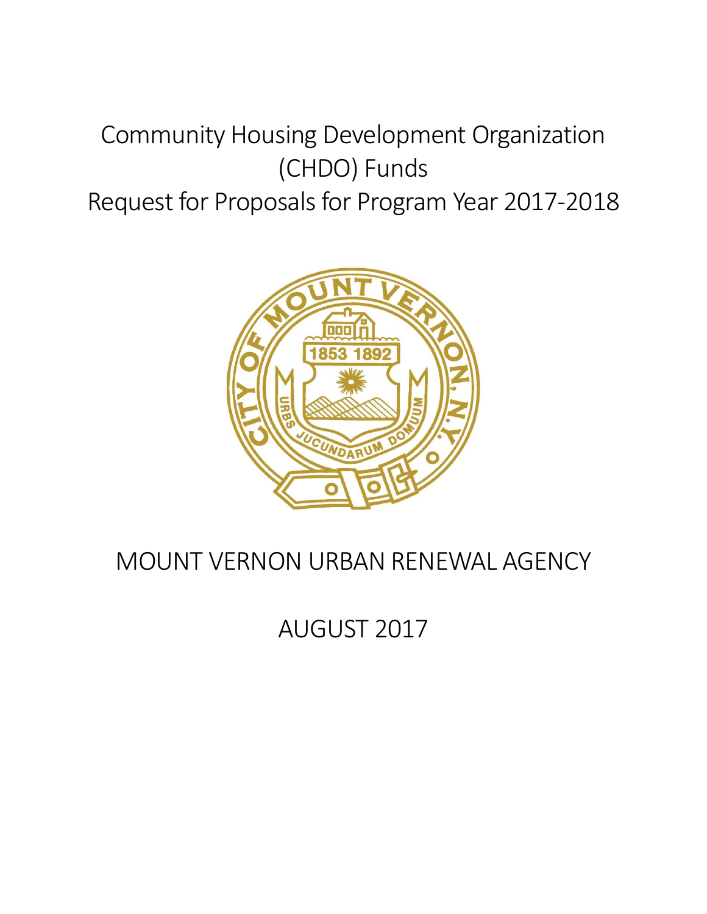# Community Housing Development Organization (CHDO) Funds
# Request for Proposals for Program Year 2017-2018

## MOUNT VERNON URBAN RENEWAL AGENCY

## AUGUST 2017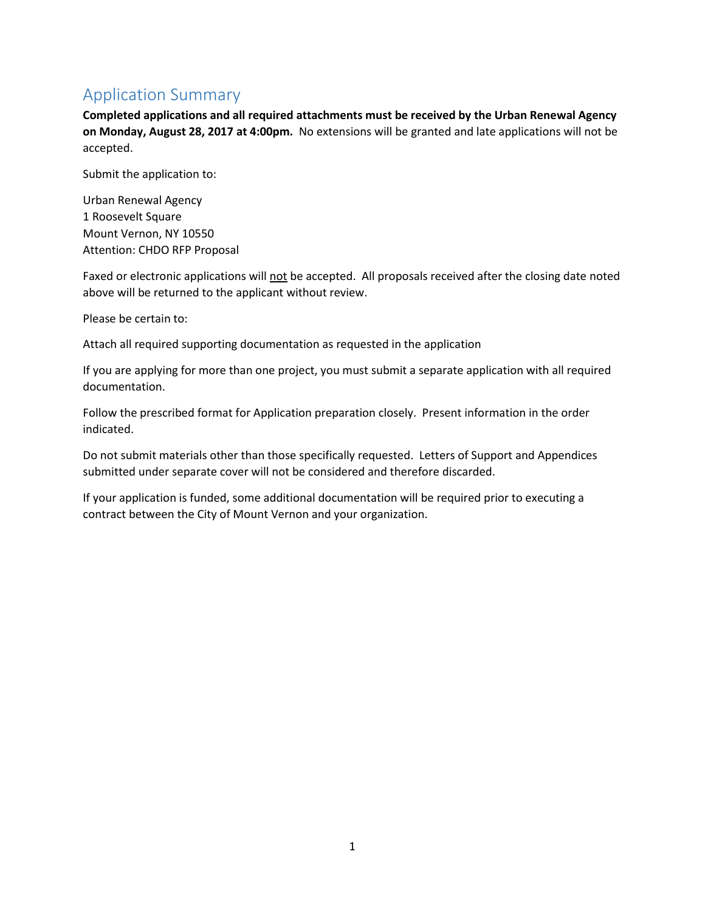## Application Summary

**Completed applications and all required attachments must be received by the Urban Renewal Agency on Monday, August 28, 2017 at 4:00pm.** No extensions will be granted and late applications will not be accepted.

Submit the application to:

Urban Renewal Agency
1 Roosevelt Square
Mount Vernon, NY 10550
Attention: CHDO RFP Proposal

Faxed or electronic applications will <u>not</u> be accepted. All proposals received after the closing date noted above will be returned to the applicant without review.

Please be certain to:

Attach all required supporting documentation as requested in the application

If you are applying for more than one project, you must submit a separate application with all required documentation.

Follow the prescribed format for Application preparation closely. Present information in the order indicated.

Do not submit materials other than those specifically requested. Letters of Support and Appendices submitted under separate cover will not be considered and therefore discarded.

If your application is funded, some additional documentation will be required prior to executing a contract between the City of Mount Vernon and your organization.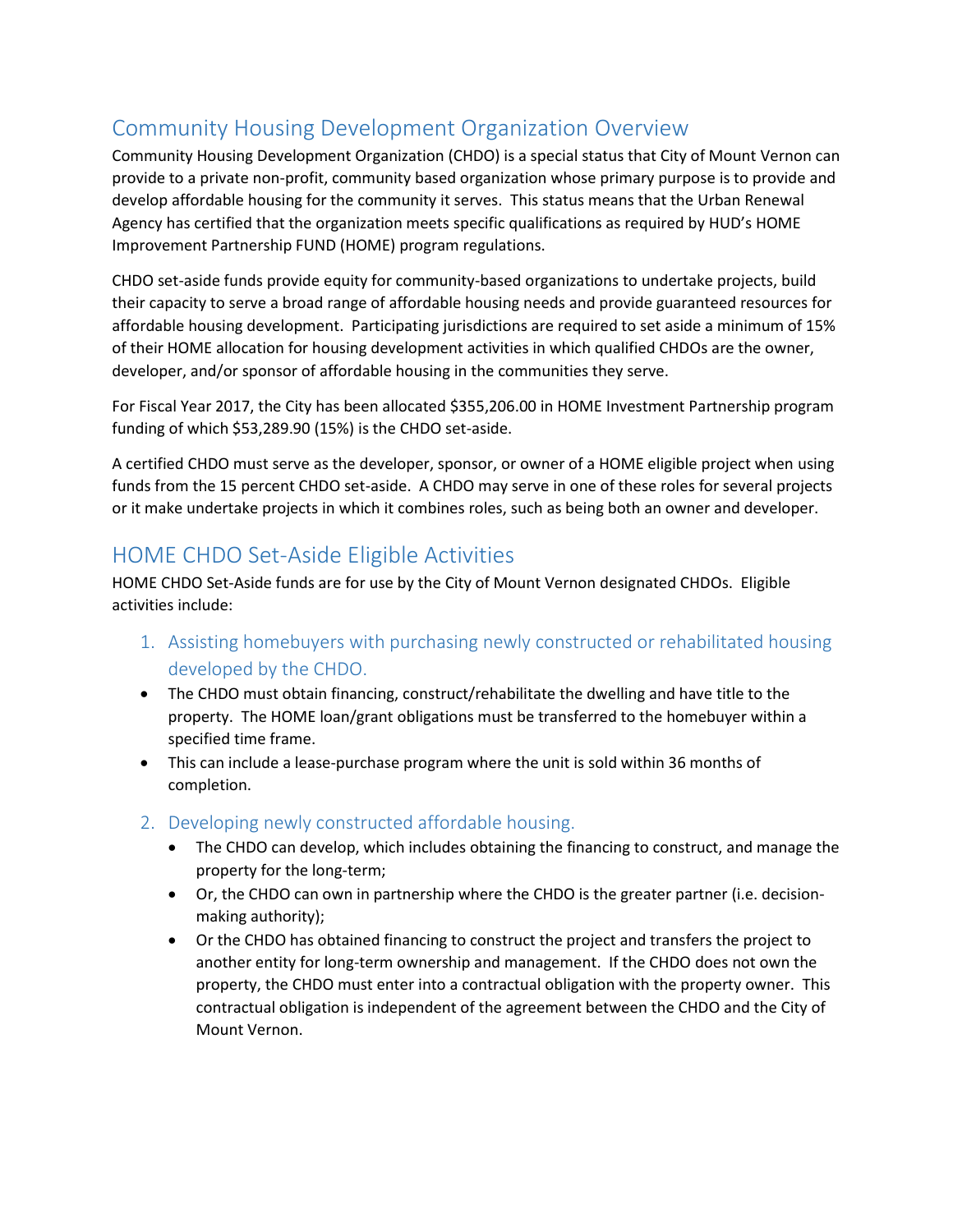## Community Housing Development Organization Overview

Community Housing Development Organization (CHDO) is a special status that City of Mount Vernon can provide to a private non-profit, community based organization whose primary purpose is to provide and develop affordable housing for the community it serves. This status means that the Urban Renewal Agency has certified that the organization meets specific qualifications as required by HUD's HOME Improvement Partnership FUND (HOME) program regulations.

CHDO set-aside funds provide equity for community-based organizations to undertake projects, build their capacity to serve a broad range of affordable housing needs and provide guaranteed resources for affordable housing development. Participating jurisdictions are required to set aside a minimum of 15% of their HOME allocation for housing development activities in which qualified CHDOs are the owner, developer, and/or sponsor of affordable housing in the communities they serve.

For Fiscal Year 2017, the City has been allocated $355,206.00 in HOME Investment Partnership program funding of which $53,289.90 (15%) is the CHDO set-aside.

A certified CHDO must serve as the developer, sponsor, or owner of a HOME eligible project when using funds from the 15 percent CHDO set-aside. A CHDO may serve in one of these roles for several projects or it make undertake projects in which it combines roles, such as being both an owner and developer.

## HOME CHDO Set-Aside Eligible Activities

HOME CHDO Set-Aside funds are for use by the City of Mount Vernon designated CHDOs. Eligible activities include:

### 1. Assisting homebuyers with purchasing newly constructed or rehabilitated housing developed by the CHDO.

- The CHDO must obtain financing, construct/rehabilitate the dwelling and have title to the property. The HOME loan/grant obligations must be transferred to the homebuyer within a specified time frame.
- This can include a lease-purchase program where the unit is sold within 36 months of completion.

### 2. Developing newly constructed affordable housing.

- The CHDO can develop, which includes obtaining the financing to construct, and manage the property for the long-term;
- Or, the CHDO can own in partnership where the CHDO is the greater partner (i.e. decision-making authority);
- Or the CHDO has obtained financing to construct the project and transfers the project to another entity for long-term ownership and management. If the CHDO does not own the property, the CHDO must enter into a contractual obligation with the property owner. This contractual obligation is independent of the agreement between the CHDO and the City of Mount Vernon.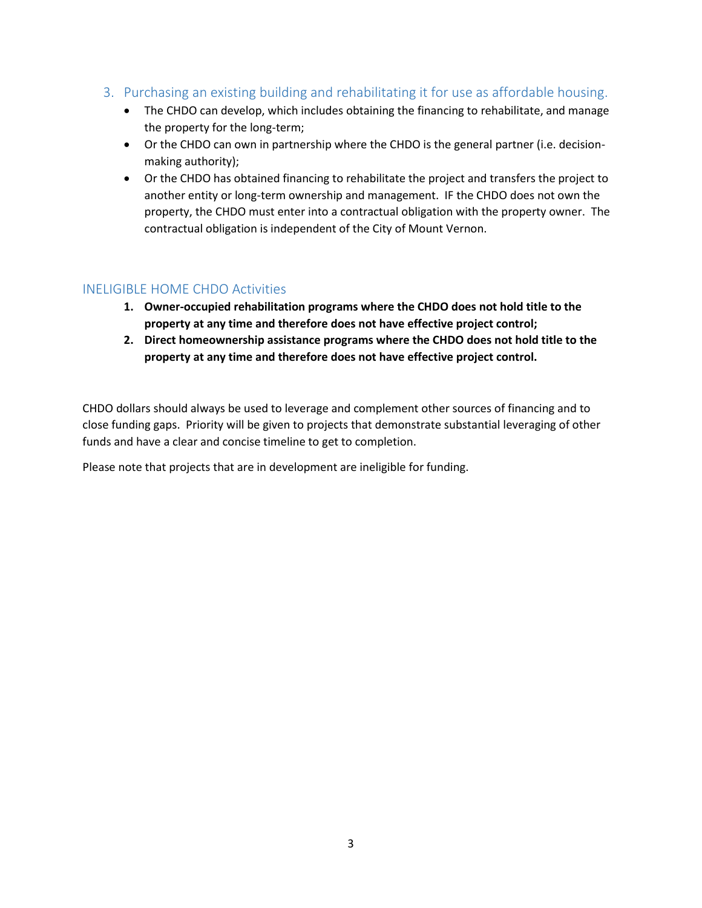### 3. Purchasing an existing building and rehabilitating it for use as affordable housing.

- The CHDO can develop, which includes obtaining the financing to rehabilitate, and manage the property for the long-term;
- Or the CHDO can own in partnership where the CHDO is the general partner (i.e. decision-making authority);
- Or the CHDO has obtained financing to rehabilitate the project and transfers the project to another entity or long-term ownership and management. IF the CHDO does not own the property, the CHDO must enter into a contractual obligation with the property owner. The contractual obligation is independent of the City of Mount Vernon.

## INELIGIBLE HOME CHDO Activities

1. **Owner-occupied rehabilitation programs where the CHDO does not hold title to the property at any time and therefore does not have effective project control;**
2. **Direct homeownership assistance programs where the CHDO does not hold title to the property at any time and therefore does not have effective project control.**

CHDO dollars should always be used to leverage and complement other sources of financing and to close funding gaps. Priority will be given to projects that demonstrate substantial leveraging of other funds and have a clear and concise timeline to get to completion.

Please note that projects that are in development are ineligible for funding.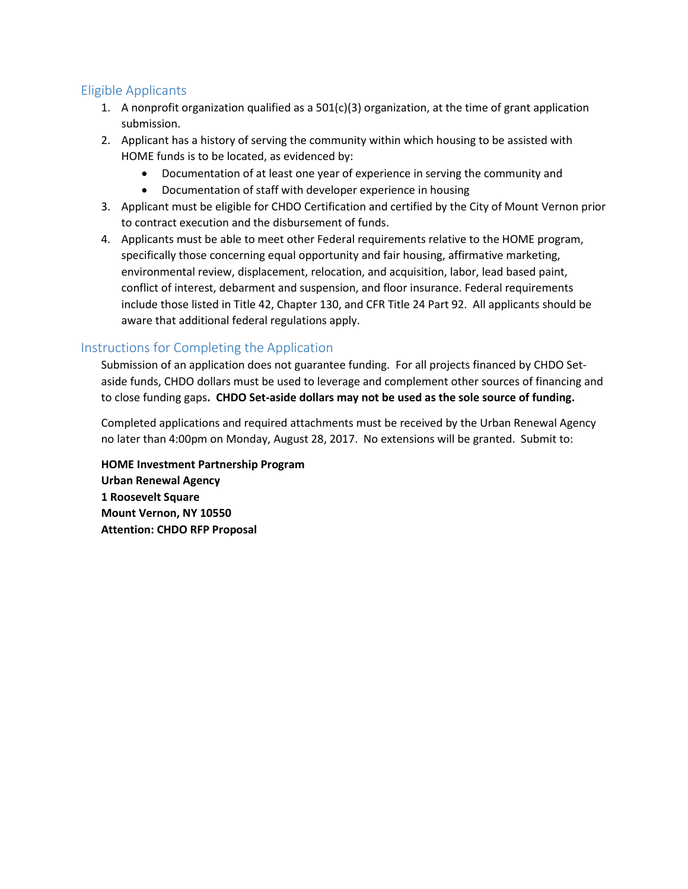## Eligible Applicants

1. A nonprofit organization qualified as a 501(c)(3) organization, at the time of grant application submission.
2. Applicant has a history of serving the community within which housing to be assisted with HOME funds is to be located, as evidenced by:
   - Documentation of at least one year of experience in serving the community and
   - Documentation of staff with developer experience in housing
3. Applicant must be eligible for CHDO Certification and certified by the City of Mount Vernon prior to contract execution and the disbursement of funds.
4. Applicants must be able to meet other Federal requirements relative to the HOME program, specifically those concerning equal opportunity and fair housing, affirmative marketing, environmental review, displacement, relocation, and acquisition, labor, lead based paint, conflict of interest, debarment and suspension, and floor insurance. Federal requirements include those listed in Title 42, Chapter 130, and CFR Title 24 Part 92. All applicants should be aware that additional federal regulations apply.

## Instructions for Completing the Application

Submission of an application does not guarantee funding. For all projects financed by CHDO Set-aside funds, CHDO dollars must be used to leverage and complement other sources of financing and to close funding gaps**. CHDO Set-aside dollars may not be used as the sole source of funding.**

Completed applications and required attachments must be received by the Urban Renewal Agency no later than 4:00pm on Monday, August 28, 2017. No extensions will be granted. Submit to:

**HOME Investment Partnership Program**
**Urban Renewal Agency**
**1 Roosevelt Square**
**Mount Vernon, NY 10550**
**Attention: CHDO RFP Proposal**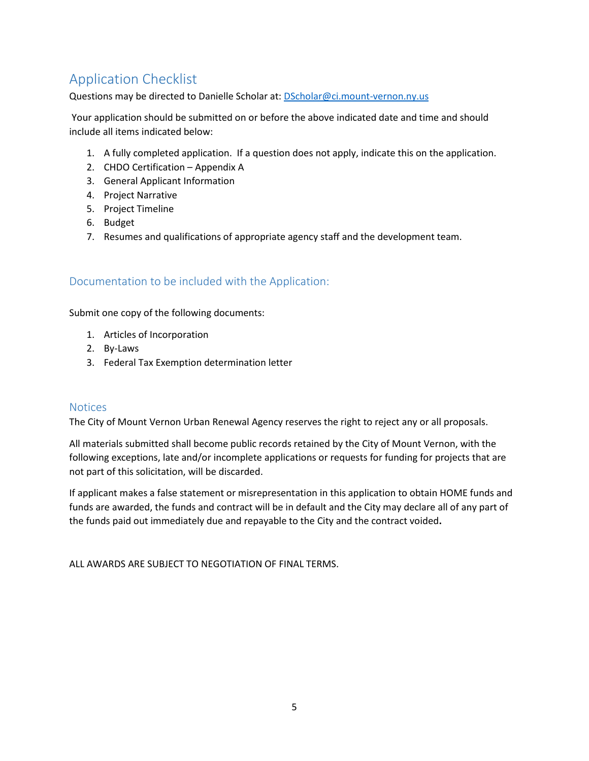## Application Checklist

Questions may be directed to Danielle Scholar at: DScholar@ci.mount-vernon.ny.us

Your application should be submitted on or before the above indicated date and time and should include all items indicated below:

1. A fully completed application. If a question does not apply, indicate this on the application.
2. CHDO Certification – Appendix A
3. General Applicant Information
4. Project Narrative
5. Project Timeline
6. Budget
7. Resumes and qualifications of appropriate agency staff and the development team.

### Documentation to be included with the Application:

Submit one copy of the following documents:

1. Articles of Incorporation
2. By-Laws
3. Federal Tax Exemption determination letter

### Notices

The City of Mount Vernon Urban Renewal Agency reserves the right to reject any or all proposals.

All materials submitted shall become public records retained by the City of Mount Vernon, with the following exceptions, late and/or incomplete applications or requests for funding for projects that are not part of this solicitation, will be discarded.

If applicant makes a false statement or misrepresentation in this application to obtain HOME funds and funds are awarded, the funds and contract will be in default and the City may declare all of any part of the funds paid out immediately due and repayable to the City and the contract voided**.**

ALL AWARDS ARE SUBJECT TO NEGOTIATION OF FINAL TERMS.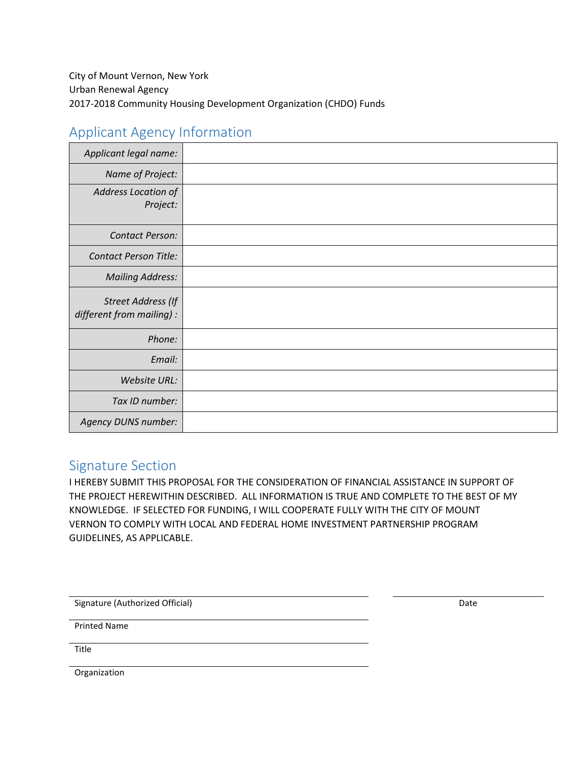City of Mount Vernon, New York
Urban Renewal Agency
2017-2018 Community Housing Development Organization (CHDO) Funds

## Applicant Agency Information

| | |
|---|---|
| *Applicant legal name:* | |
| *Name of Project:* | |
| *Address Location of Project:* | |
| *Contact Person:* | |
| *Contact Person Title:* | |
| *Mailing Address:* | |
| *Street Address (If different from mailing) :* | |
| *Phone:* | |
| *Email:* | |
| *Website URL:* | |
| *Tax ID number:* | |
| *Agency DUNS number:* | |

## Signature Section

I HEREBY SUBMIT THIS PROPOSAL FOR THE CONSIDERATION OF FINANCIAL ASSISTANCE IN SUPPORT OF THE PROJECT HEREWITHIN DESCRIBED. ALL INFORMATION IS TRUE AND COMPLETE TO THE BEST OF MY KNOWLEDGE. IF SELECTED FOR FUNDING, I WILL COOPERATE FULLY WITH THE CITY OF MOUNT VERNON TO COMPLY WITH LOCAL AND FEDERAL HOME INVESTMENT PARTNERSHIP PROGRAM GUIDELINES, AS APPLICABLE.

\_\_\_\_\_\_\_\_\_\_\_\_\_\_\_\_\_\_\_\_\_\_\_\_\_\_\_\_\_\_\_\_\_\_\_\_\_\_\_\_ \_\_\_\_\_\_\_\_\_\_\_\_\_\_\_\_\_\_\_\_
Signature (Authorized Official) Date

\_\_\_\_\_\_\_\_\_\_\_\_\_\_\_\_\_\_\_\_\_\_\_\_\_\_\_\_\_\_\_\_\_\_\_\_\_\_\_\_
Printed Name

\_\_\_\_\_\_\_\_\_\_\_\_\_\_\_\_\_\_\_\_\_\_\_\_\_\_\_\_\_\_\_\_\_\_\_\_\_\_\_\_
Title

\_\_\_\_\_\_\_\_\_\_\_\_\_\_\_\_\_\_\_\_\_\_\_\_\_\_\_\_\_\_\_\_\_\_\_\_\_\_\_\_
Organization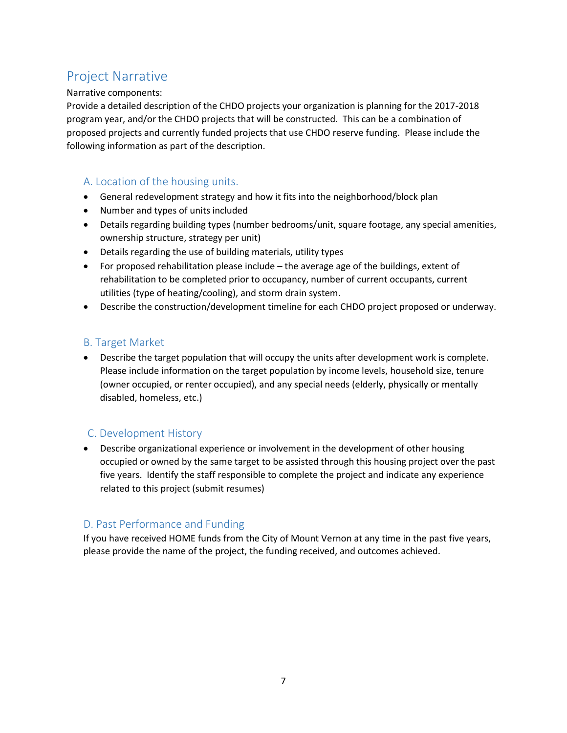## Project Narrative

Narrative components:
Provide a detailed description of the CHDO projects your organization is planning for the 2017-2018 program year, and/or the CHDO projects that will be constructed. This can be a combination of proposed projects and currently funded projects that use CHDO reserve funding. Please include the following information as part of the description.

### A. Location of the housing units.

- General redevelopment strategy and how it fits into the neighborhood/block plan
- Number and types of units included
- Details regarding building types (number bedrooms/unit, square footage, any special amenities, ownership structure, strategy per unit)
- Details regarding the use of building materials, utility types
- For proposed rehabilitation please include – the average age of the buildings, extent of rehabilitation to be completed prior to occupancy, number of current occupants, current utilities (type of heating/cooling), and storm drain system.
- Describe the construction/development timeline for each CHDO project proposed or underway.

### B. Target Market

- Describe the target population that will occupy the units after development work is complete. Please include information on the target population by income levels, household size, tenure (owner occupied, or renter occupied), and any special needs (elderly, physically or mentally disabled, homeless, etc.)

### C. Development History

- Describe organizational experience or involvement in the development of other housing occupied or owned by the same target to be assisted through this housing project over the past five years. Identify the staff responsible to complete the project and indicate any experience related to this project (submit resumes)

### D. Past Performance and Funding

If you have received HOME funds from the City of Mount Vernon at any time in the past five years, please provide the name of the project, the funding received, and outcomes achieved.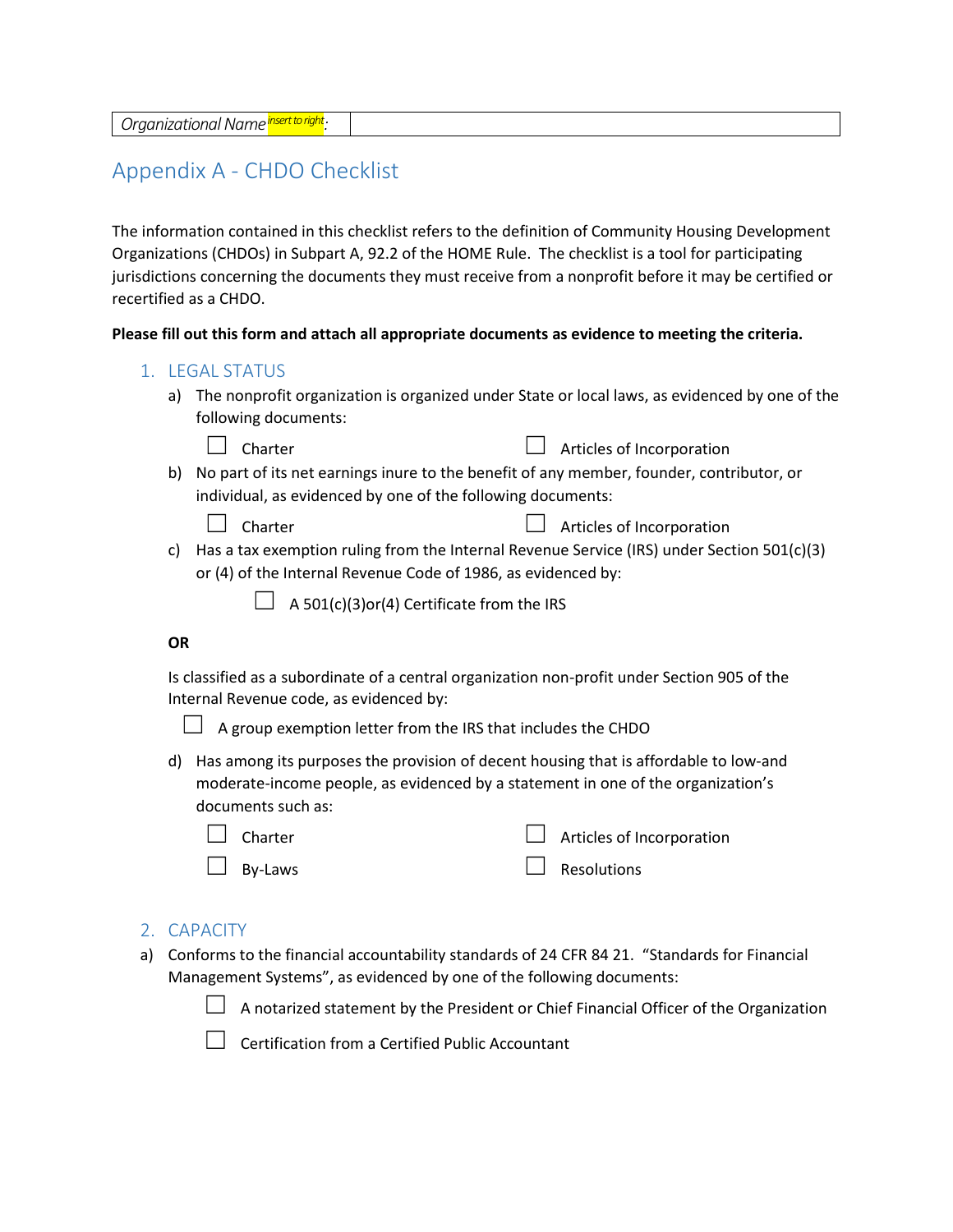| *Organizational Name* insert to right: | |
|---|---|

## Appendix A - CHDO Checklist

The information contained in this checklist refers to the definition of Community Housing Development Organizations (CHDOs) in Subpart A, 92.2 of the HOME Rule. The checklist is a tool for participating jurisdictions concerning the documents they must receive from a nonprofit before it may be certified or recertified as a CHDO.

**Please fill out this form and attach all appropriate documents as evidence to meeting the criteria.**

### 1. LEGAL STATUS

a) The nonprofit organization is organized under State or local laws, as evidenced by one of the following documents:

- ☐ Charter
- ☐ Articles of Incorporation

b) No part of its net earnings inure to the benefit of any member, founder, contributor, or individual, as evidenced by one of the following documents:

- ☐ Charter
- ☐ Articles of Incorporation

c) Has a tax exemption ruling from the Internal Revenue Service (IRS) under Section 501(c)(3) or (4) of the Internal Revenue Code of 1986, as evidenced by:

- ☐ A 501(c)(3)or(4) Certificate from the IRS

**OR**

Is classified as a subordinate of a central organization non-profit under Section 905 of the Internal Revenue code, as evidenced by:

- ☐ A group exemption letter from the IRS that includes the CHDO

d) Has among its purposes the provision of decent housing that is affordable to low-and moderate-income people, as evidenced by a statement in one of the organization's documents such as:

- ☐ Charter
- ☐ Articles of Incorporation
- ☐ By-Laws
- ☐ Resolutions

### 2. CAPACITY

a) Conforms to the financial accountability standards of 24 CFR 84 21. "Standards for Financial Management Systems", as evidenced by one of the following documents:

- ☐ A notarized statement by the President or Chief Financial Officer of the Organization
- ☐ Certification from a Certified Public Accountant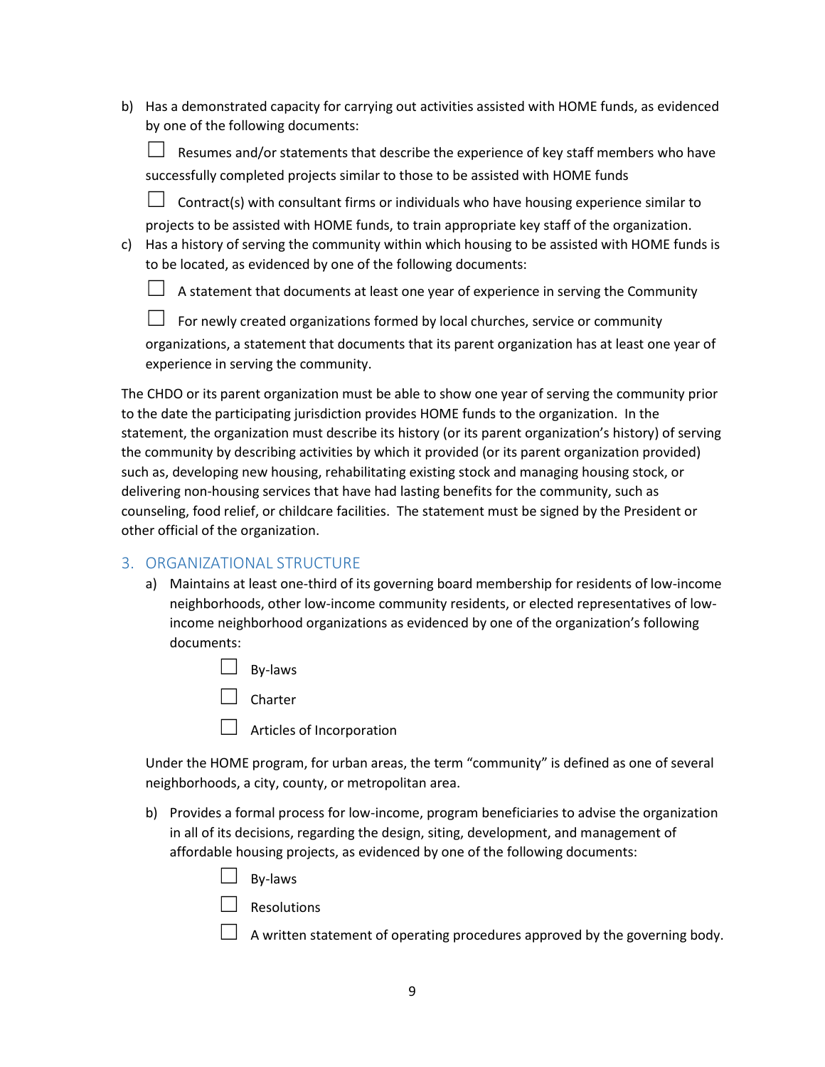b) Has a demonstrated capacity for carrying out activities assisted with HOME funds, as evidenced by one of the following documents:

☐ Resumes and/or statements that describe the experience of key staff members who have successfully completed projects similar to those to be assisted with HOME funds

☐ Contract(s) with consultant firms or individuals who have housing experience similar to projects to be assisted with HOME funds, to train appropriate key staff of the organization.

c) Has a history of serving the community within which housing to be assisted with HOME funds is to be located, as evidenced by one of the following documents:

☐ A statement that documents at least one year of experience in serving the Community

☐ For newly created organizations formed by local churches, service or community organizations, a statement that documents that its parent organization has at least one year of experience in serving the community.

The CHDO or its parent organization must be able to show one year of serving the community prior to the date the participating jurisdiction provides HOME funds to the organization. In the statement, the organization must describe its history (or its parent organization's history) of serving the community by describing activities by which it provided (or its parent organization provided) such as, developing new housing, rehabilitating existing stock and managing housing stock, or delivering non-housing services that have had lasting benefits for the community, such as counseling, food relief, or childcare facilities. The statement must be signed by the President or other official of the organization.

## 3. ORGANIZATIONAL STRUCTURE

a) Maintains at least one-third of its governing board membership for residents of low-income neighborhoods, other low-income community residents, or elected representatives of low-income neighborhood organizations as evidenced by one of the organization's following documents:

☐ By-laws

☐ Charter

☐ Articles of Incorporation

Under the HOME program, for urban areas, the term "community" is defined as one of several neighborhoods, a city, county, or metropolitan area.

b) Provides a formal process for low-income, program beneficiaries to advise the organization in all of its decisions, regarding the design, siting, development, and management of affordable housing projects, as evidenced by one of the following documents:

☐ By-laws

☐ Resolutions

☐ A written statement of operating procedures approved by the governing body.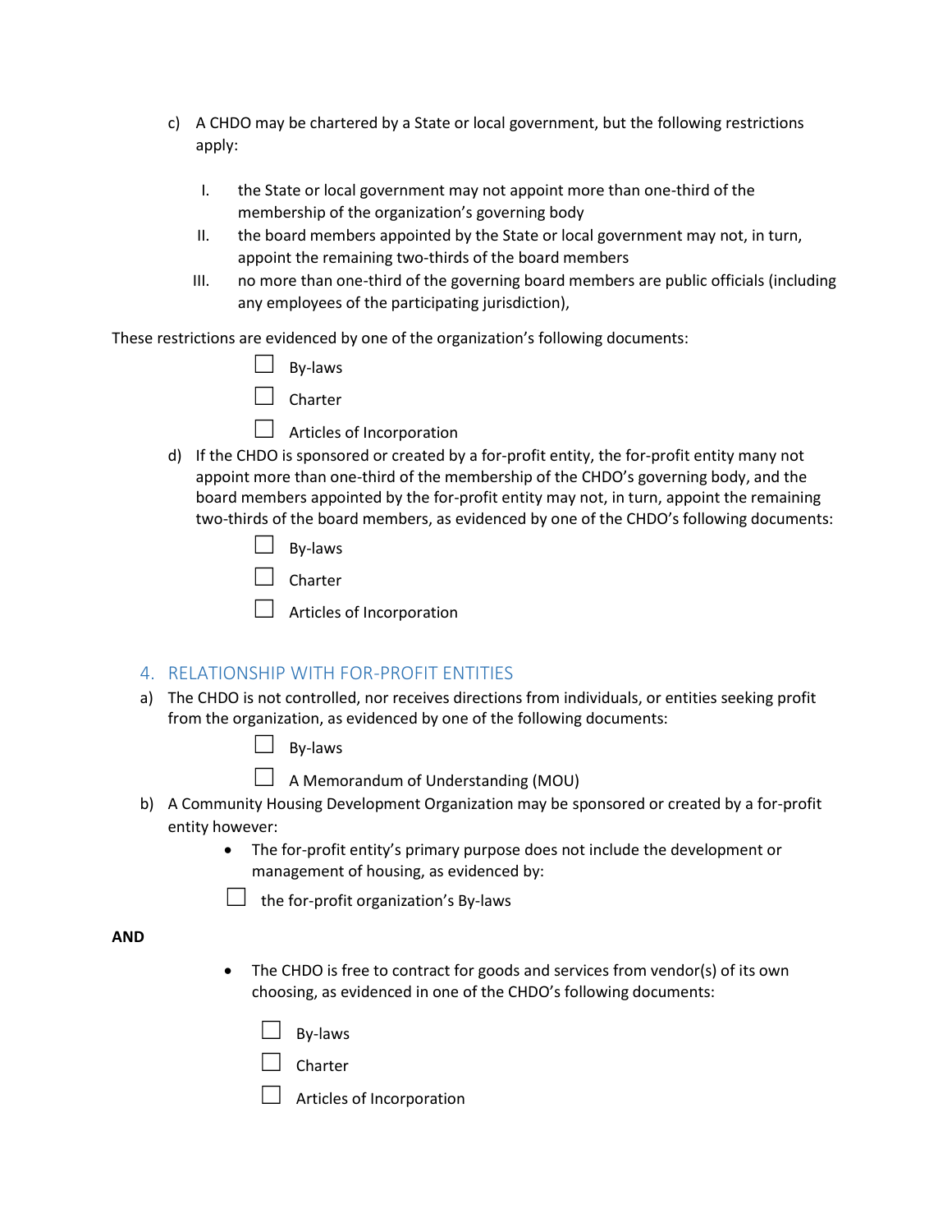c) A CHDO may be chartered by a State or local government, but the following restrictions apply:

  I. the State or local government may not appoint more than one-third of the membership of the organization's governing body
  II. the board members appointed by the State or local government may not, in turn, appoint the remaining two-thirds of the board members
  III. no more than one-third of the governing board members are public officials (including any employees of the participating jurisdiction),

These restrictions are evidenced by one of the organization's following documents:

- ☐ By-laws
- ☐ Charter
- ☐ Articles of Incorporation

d) If the CHDO is sponsored or created by a for-profit entity, the for-profit entity many not appoint more than one-third of the membership of the CHDO's governing body, and the board members appointed by the for-profit entity may not, in turn, appoint the remaining two-thirds of the board members, as evidenced by one of the CHDO's following documents:

- ☐ By-laws
- ☐ Charter
- ☐ Articles of Incorporation

## 4. RELATIONSHIP WITH FOR-PROFIT ENTITIES

a) The CHDO is not controlled, nor receives directions from individuals, or entities seeking profit from the organization, as evidenced by one of the following documents:

- ☐ By-laws
- ☐ A Memorandum of Understanding (MOU)

b) A Community Housing Development Organization may be sponsored or created by a for-profit entity however:

- The for-profit entity's primary purpose does not include the development or management of housing, as evidenced by:

  ☐ the for-profit organization's By-laws

**AND**

- The CHDO is free to contract for goods and services from vendor(s) of its own choosing, as evidenced in one of the CHDO's following documents:

  - ☐ By-laws
  - ☐ Charter
  - ☐ Articles of Incorporation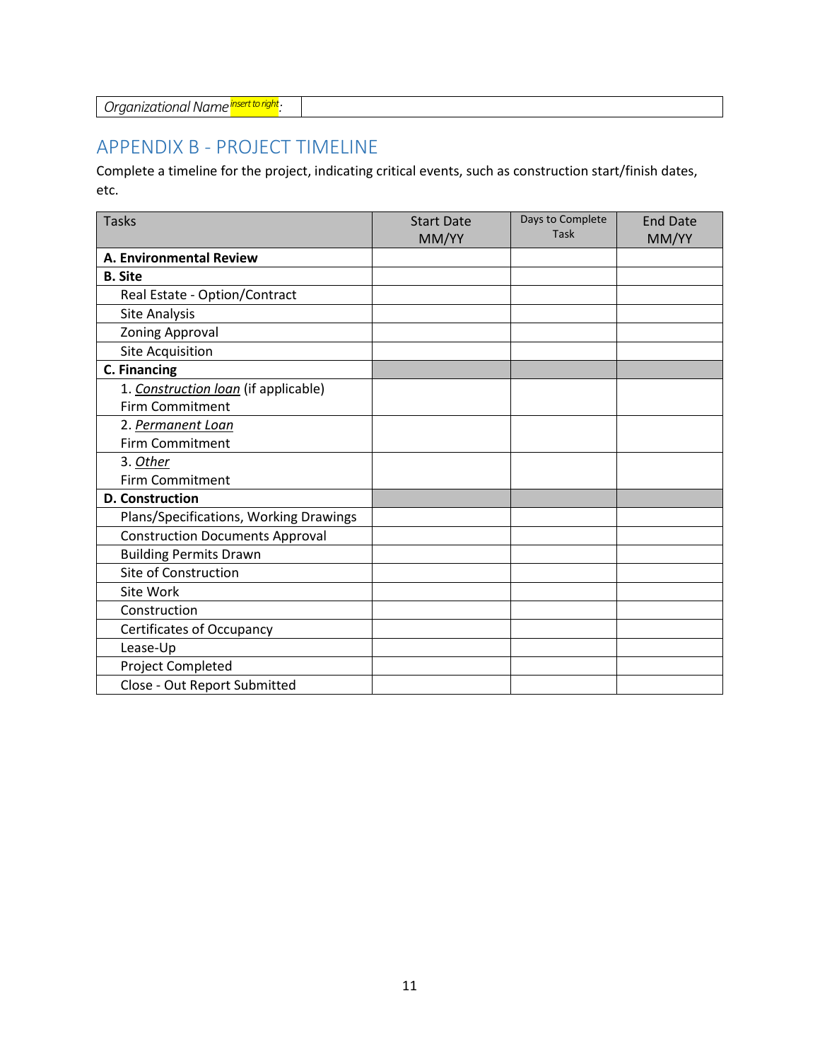| *Organizational Name* insert to right: | |
|---|---|

## APPENDIX B - PROJECT TIMELINE

Complete a timeline for the project, indicating critical events, such as construction start/finish dates, etc.

| Tasks | Start Date MM/YY | Days to Complete Task | End Date MM/YY |
|---|---|---|---|
| **A. Environmental Review** | | | |
| **B. Site** | | | |
| Real Estate - Option/Contract | | | |
| Site Analysis | | | |
| Zoning Approval | | | |
| Site Acquisition | | | |
| **C. Financing** | | | |
| 1. *Construction loan* (if applicable) Firm Commitment | | | |
| 2. *Permanent Loan* Firm Commitment | | | |
| 3. *Other* Firm Commitment | | | |
| **D. Construction** | | | |
| Plans/Specifications, Working Drawings | | | |
| Construction Documents Approval | | | |
| Building Permits Drawn | | | |
| Site of Construction | | | |
| Site Work | | | |
| Construction | | | |
| Certificates of Occupancy | | | |
| Lease-Up | | | |
| Project Completed | | | |
| Close - Out Report Submitted | | | |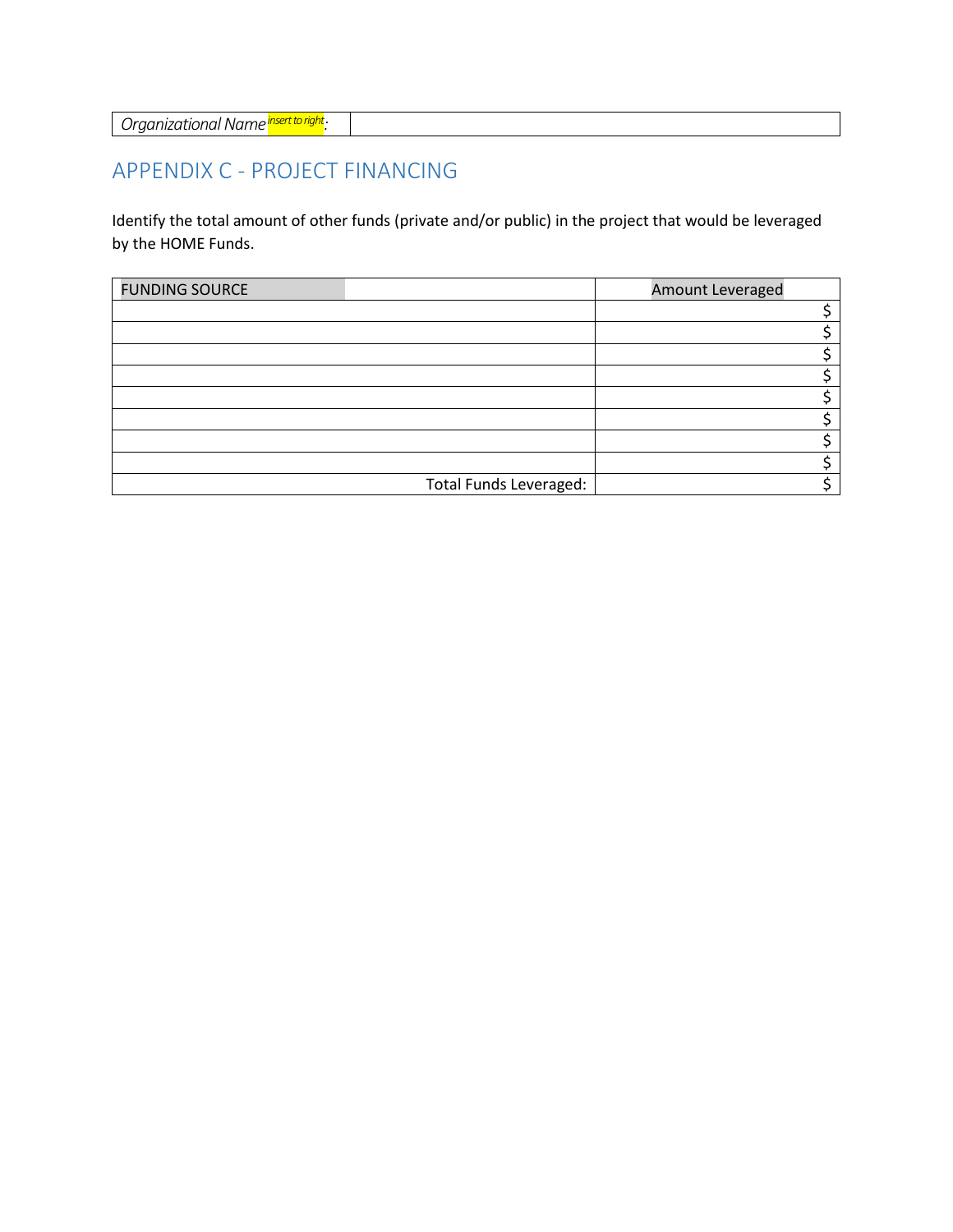| *Organizational Name* insert to right: | |
|---|---|

## APPENDIX C - PROJECT FINANCING

Identify the total amount of other funds (private and/or public) in the project that would be leveraged by the HOME Funds.

| FUNDING SOURCE | Amount Leveraged |
|---|---|
| | $ |
| | $ |
| | $ |
| | $ |
| | $ |
| | $ |
| | $ |
| | $ |
| Total Funds Leveraged: | $ |